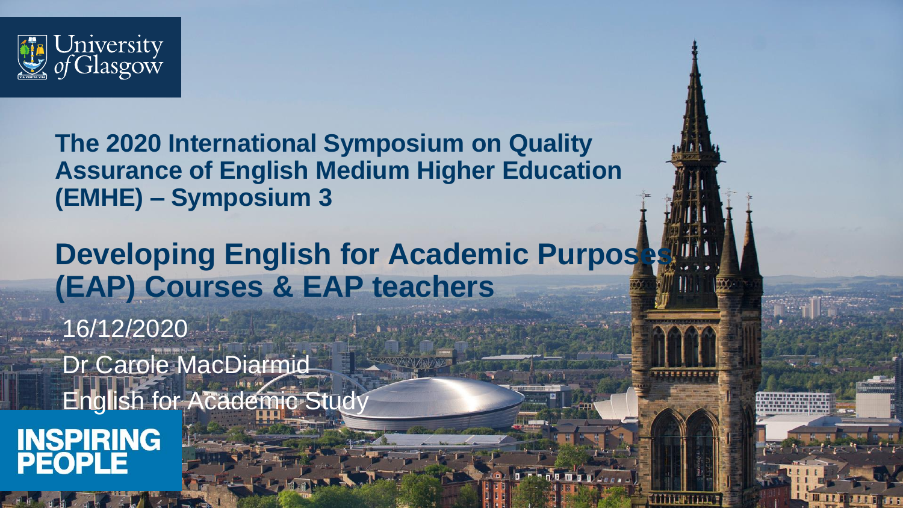University of Glasgow

# The 2020 International Symposium on Quality Assurance of English Medium Higher Education (EMHE) – Symposium 3

## Developing English for Academic Purposes (EAP) Courses & EAP teachers

16/12/2020

Dr Carole MacDiarmid

English for Academic Study

INSPIRING PEOPLE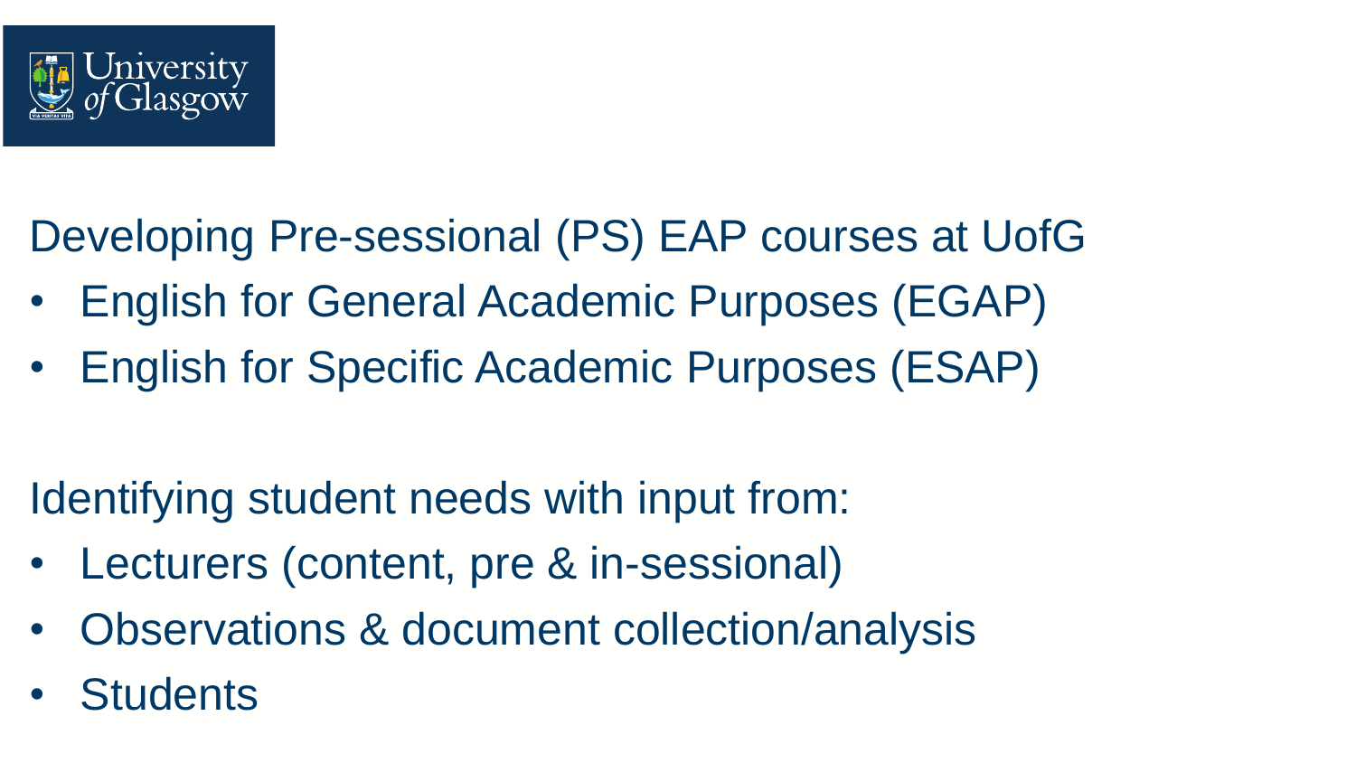Developing Pre-sessional (PS) EAP courses at UofG

- English for General Academic Purposes (EGAP)
- English for Specific Academic Purposes (ESAP)

Identifying student needs with input from:

- Lecturers (content, pre & in-sessional)
- Observations & document collection/analysis
- Students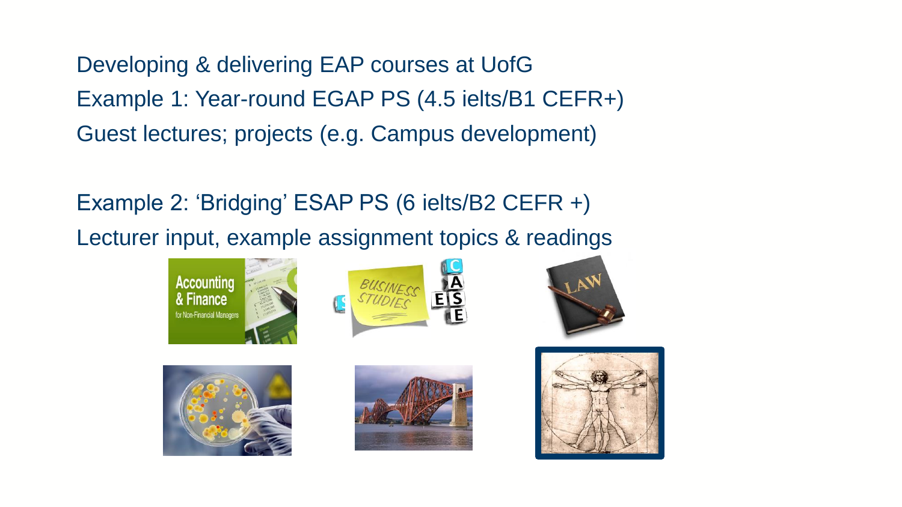Developing & delivering EAP courses at UofG

Example 1: Year-round EGAP PS (4.5 ielts/B1 CEFR+)

Guest lectures; projects (e.g. Campus development)

Example 2: 'Bridging' ESAP PS (6 ielts/B2 CEFR +)

Lecturer input, example assignment topics & readings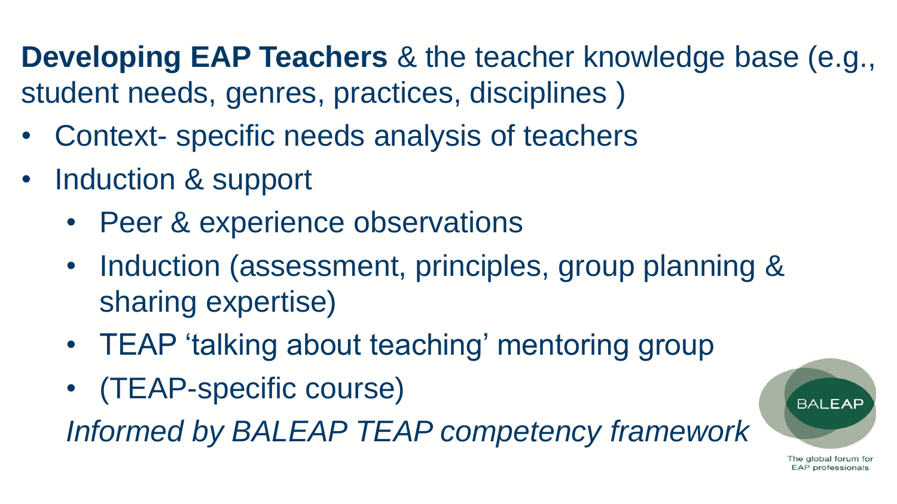**Developing EAP Teachers** & the teacher knowledge base (e.g., student needs, genres, practices, disciplines )

- Context- specific needs analysis of teachers
- Induction & support
  - Peer & experience observations
  - Induction (assessment, principles, group planning & sharing expertise)
  - TEAP 'talking about teaching' mentoring group
  - (TEAP-specific course)

*Informed by BALEAP TEAP competency framework*

BALEAP

The global forum for EAP professionals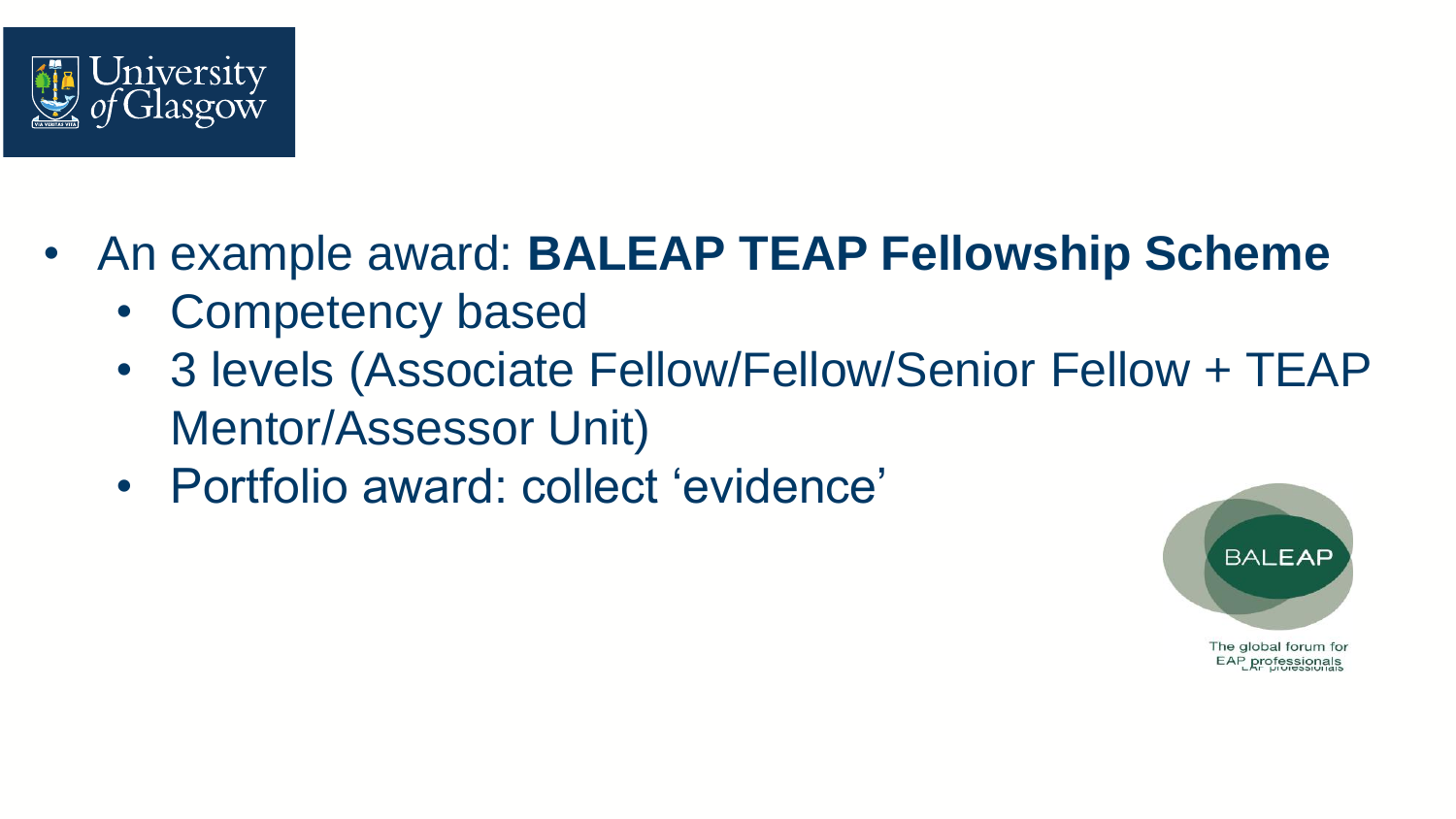- An example award: **BALEAP TEAP Fellowship Scheme**
  - Competency based
  - 3 levels (Associate Fellow/Fellow/Senior Fellow + TEAP Mentor/Assessor Unit)
  - Portfolio award: collect 'evidence'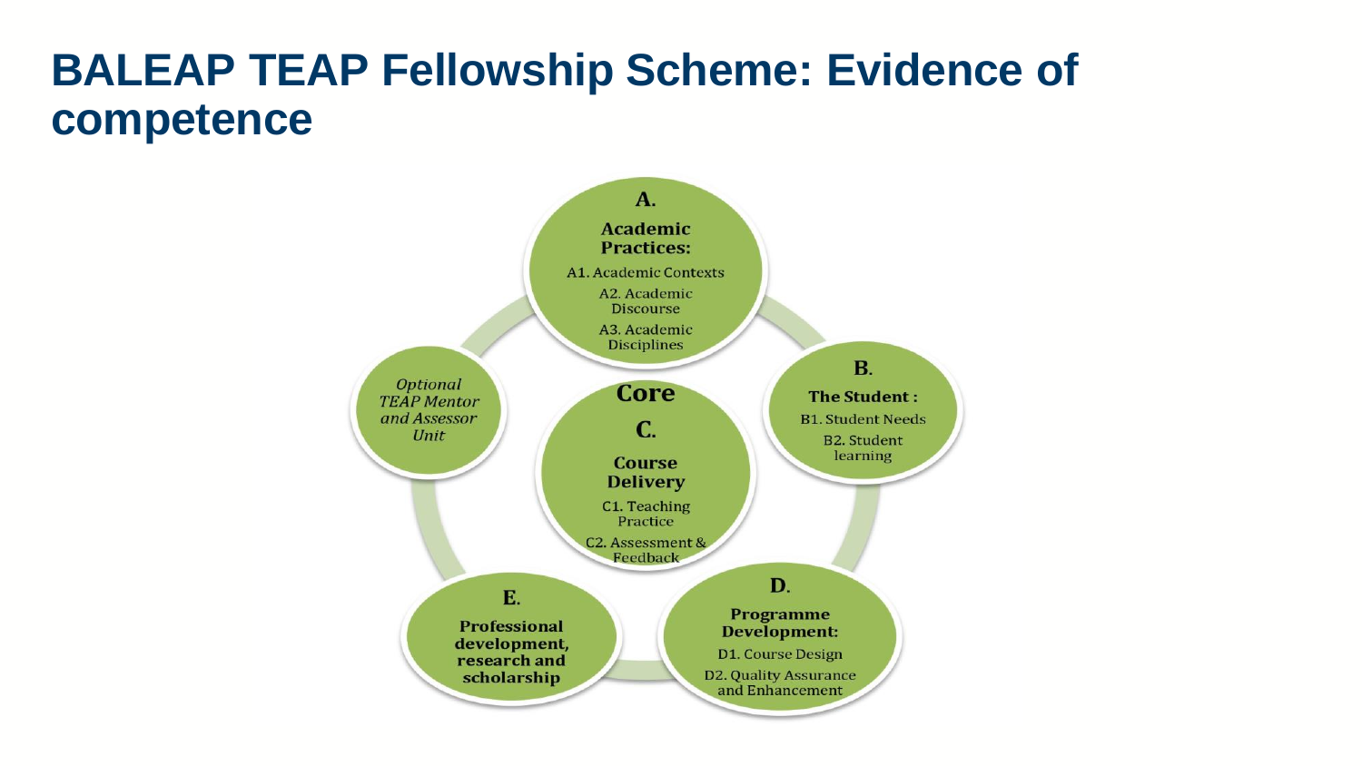# BALEAP TEAP Fellowship Scheme: Evidence of competence

**A.**

**Academic Practices:**

A1. Academic Contexts

A2. Academic Discourse

A3. Academic Disciplines

**B.**

**The Student :**

B1. Student Needs

B2. Student learning

**Core**

**C.**

**Course Delivery**

C1. Teaching Practice

C2. Assessment & Feedback

**D.**

**Programme Development:**

D1. Course Design

D2. Quality Assurance and Enhancement

**E.**

**Professional development, research and scholarship**

*Optional TEAP Mentor and Assessor Unit*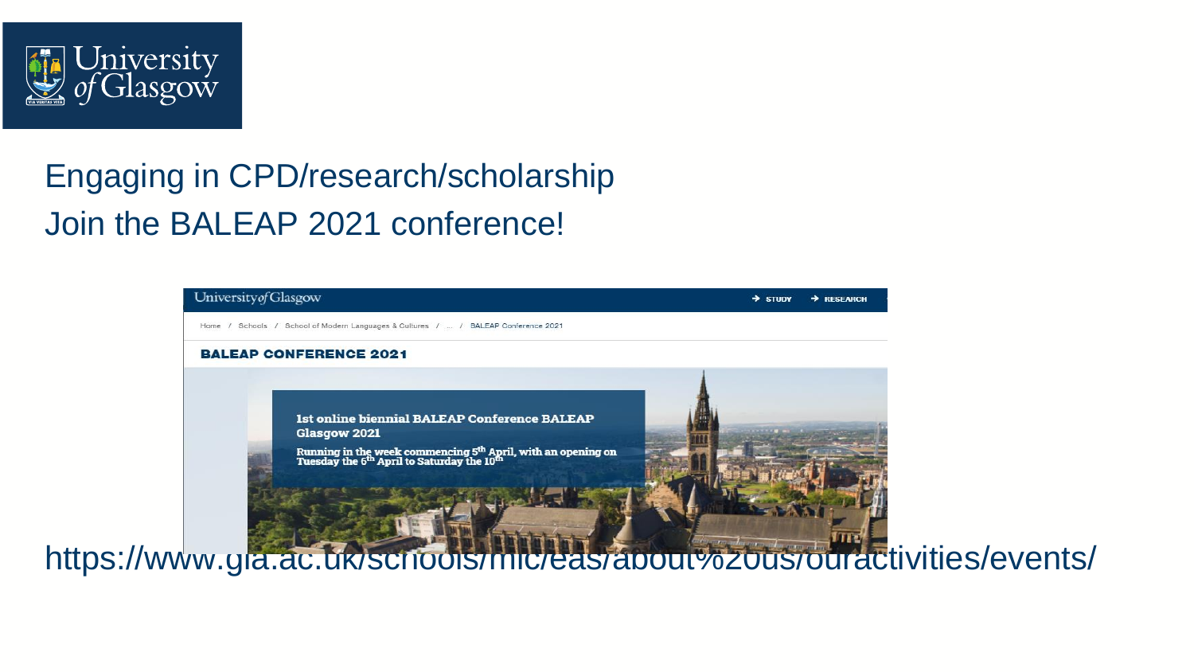# Engaging in CPD/research/scholarship

## Join the BALEAP 2021 conference!

University of Glasgow

Home / Schools / School of Modern Languages & Cultures / ... / BALEAP Conference 2021

**BALEAP CONFERENCE 2021**

**1st online biennial BALEAP Conference BALEAP Glasgow 2021**

**Running in the week commencing 5th April, with an opening on Tuesday the 6th April to Saturday the 10th**

https://www.gla.ac.uk/schools/mlc/eas/about%20us/ouractivities/events/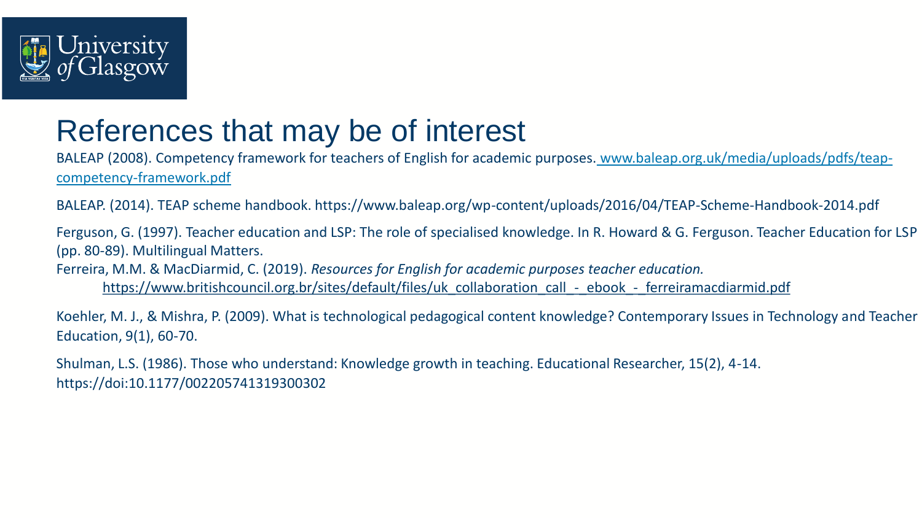# References that may be of interest

BALEAP (2008). Competency framework for teachers of English for academic purposes. www.baleap.org.uk/media/uploads/pdfs/teap-competency-framework.pdf

BALEAP. (2014). TEAP scheme handbook. https://www.baleap.org/wp-content/uploads/2016/04/TEAP-Scheme-Handbook-2014.pdf

Ferguson, G. (1997). Teacher education and LSP: The role of specialised knowledge. In R. Howard & G. Ferguson. Teacher Education for LSP (pp. 80-89). Multilingual Matters.

Ferreira, M.M. & MacDiarmid, C. (2019). *Resources for English for academic purposes teacher education.* https://www.britishcouncil.org.br/sites/default/files/uk_collaboration_call_-_ebook_-_ferreiramacdiarmid.pdf

Koehler, M. J., & Mishra, P. (2009). What is technological pedagogical content knowledge? Contemporary Issues in Technology and Teacher Education, 9(1), 60-70.

Shulman, L.S. (1986). Those who understand: Knowledge growth in teaching. Educational Researcher, 15(2), 4-14. https://doi:10.1177/002205741319300302